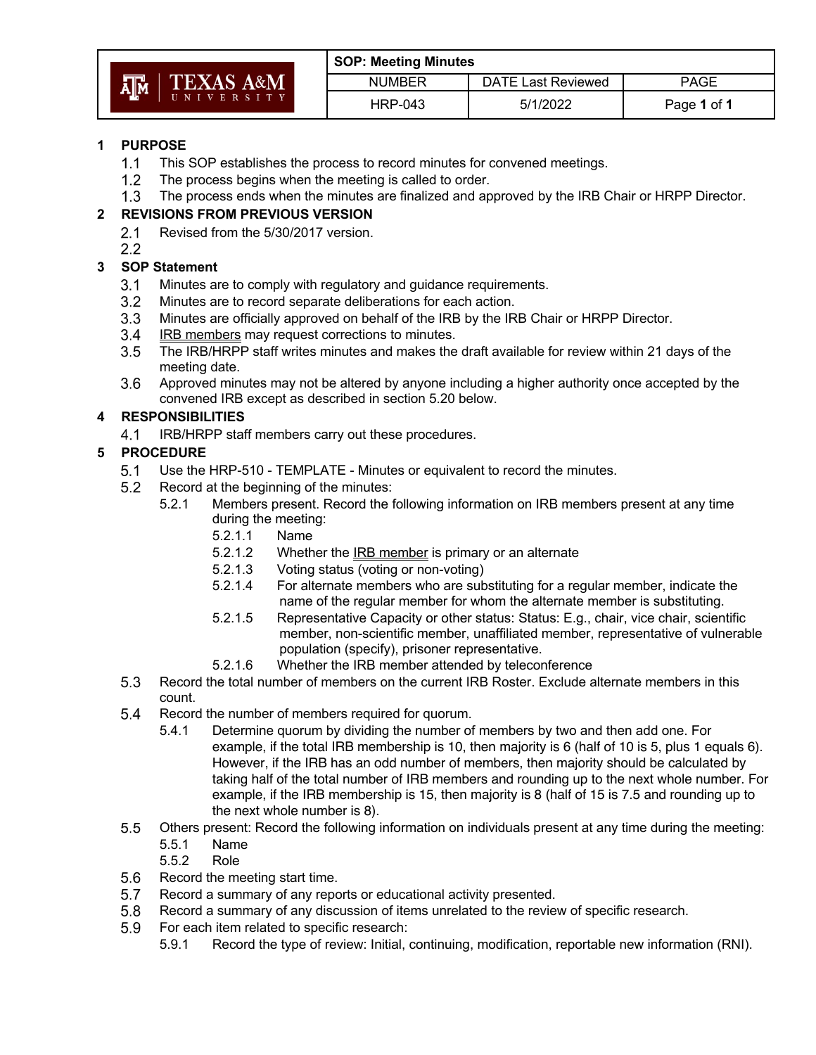| | SOP: Meeting Minutes | | |
|---|---|---|---|
| TEXAS A&M UNIVERSITY | NUMBER | DATE Last Reviewed | PAGE |
| | HRP-043 | 5/1/2022 | Page **1** of **1** |

## 1 PURPOSE

1.1 This SOP establishes the process to record minutes for convened meetings.

1.2 The process begins when the meeting is called to order.

1.3 The process ends when the minutes are finalized and approved by the IRB Chair or HRPP Director.

## 2 REVISIONS FROM PREVIOUS VERSION

2.1 Revised from the 5/30/2017 version.

2.2

## 3 SOP Statement

3.1 Minutes are to comply with regulatory and guidance requirements.

3.2 Minutes are to record separate deliberations for each action.

3.3 Minutes are officially approved on behalf of the IRB by the IRB Chair or HRPP Director.

3.4 IRB members may request corrections to minutes.

3.5 The IRB/HRPP staff writes minutes and makes the draft available for review within 21 days of the meeting date.

3.6 Approved minutes may not be altered by anyone including a higher authority once accepted by the convened IRB except as described in section 5.20 below.

## 4 RESPONSIBILITIES

4.1 IRB/HRPP staff members carry out these procedures.

## 5 PROCEDURE

5.1 Use the HRP-510 - TEMPLATE - Minutes or equivalent to record the minutes.

5.2 Record at the beginning of the minutes:

- 5.2.1 Members present. Record the following information on IRB members present at any time during the meeting:
  - 5.2.1.1 Name
  - 5.2.1.2 Whether the IRB member is primary or an alternate
  - 5.2.1.3 Voting status (voting or non-voting)
  - 5.2.1.4 For alternate members who are substituting for a regular member, indicate the name of the regular member for whom the alternate member is substituting.
  - 5.2.1.5 Representative Capacity or other status: Status: E.g., chair, vice chair, scientific member, non-scientific member, unaffiliated member, representative of vulnerable population (specify), prisoner representative.
  - 5.2.1.6 Whether the IRB member attended by teleconference

5.3 Record the total number of members on the current IRB Roster. Exclude alternate members in this count.

5.4 Record the number of members required for quorum.

- 5.4.1 Determine quorum by dividing the number of members by two and then add one. For example, if the total IRB membership is 10, then majority is 6 (half of 10 is 5, plus 1 equals 6). However, if the IRB has an odd number of members, then majority should be calculated by taking half of the total number of IRB members and rounding up to the next whole number. For example, if the IRB membership is 15, then majority is 8 (half of 15 is 7.5 and rounding up to the next whole number is 8).

5.5 Others present: Record the following information on individuals present at any time during the meeting:

- 5.5.1 Name
- 5.5.2 Role

5.6 Record the meeting start time.

5.7 Record a summary of any reports or educational activity presented.

5.8 Record a summary of any discussion of items unrelated to the review of specific research.

5.9 For each item related to specific research:

- 5.9.1 Record the type of review: Initial, continuing, modification, reportable new information (RNI).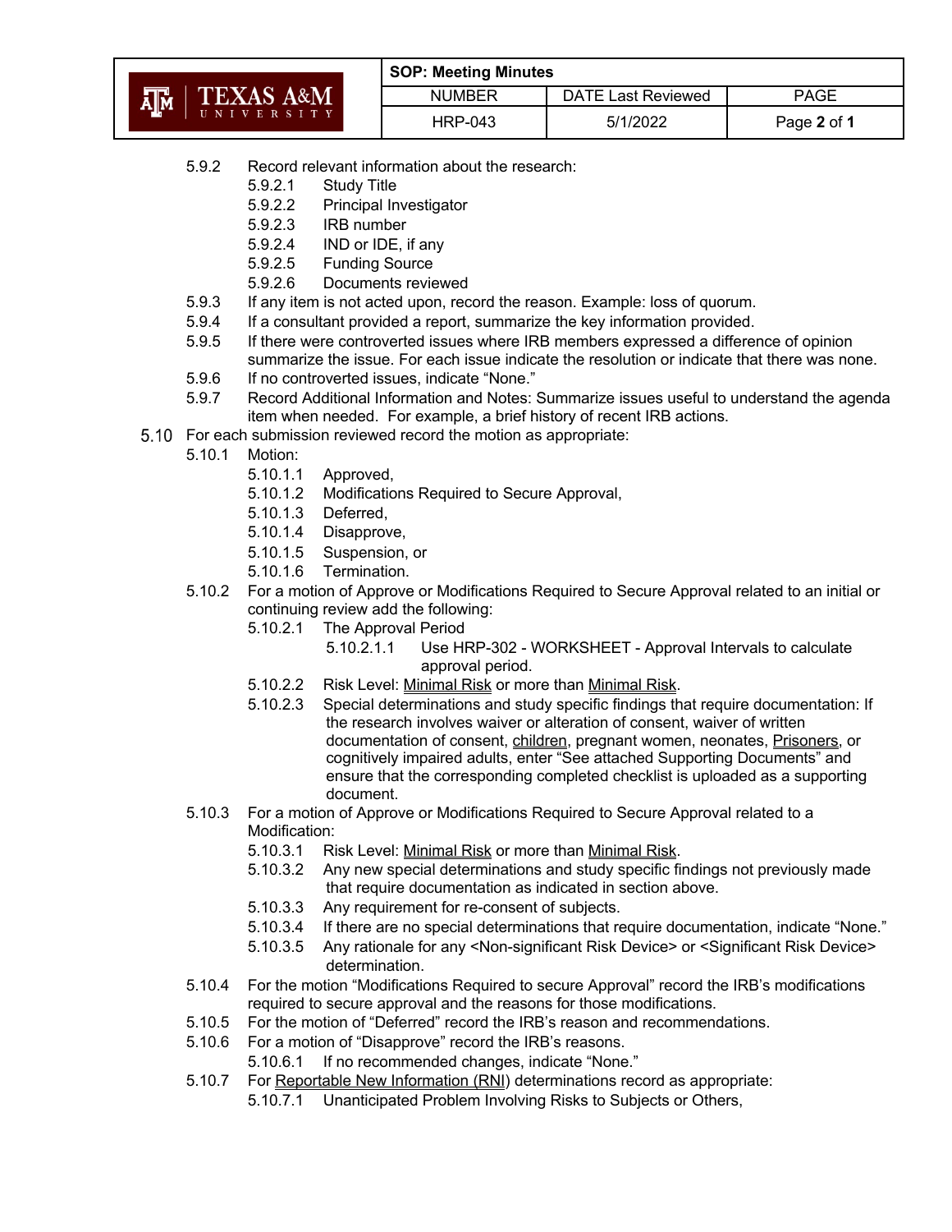- 5.9.2 Record relevant information about the research:
  - 5.9.2.1 Study Title
  - 5.9.2.2 Principal Investigator
  - 5.9.2.3 IRB number
  - 5.9.2.4 IND or IDE, if any
  - 5.9.2.5 Funding Source
  - 5.9.2.6 Documents reviewed
- 5.9.3 If any item is not acted upon, record the reason. Example: loss of quorum.
- 5.9.4 If a consultant provided a report, summarize the key information provided.
- 5.9.5 If there were controverted issues where IRB members expressed a difference of opinion summarize the issue. For each issue indicate the resolution or indicate that there was none.
- 5.9.6 If no controverted issues, indicate "None."
- 5.9.7 Record Additional Information and Notes: Summarize issues useful to understand the agenda item when needed. For example, a brief history of recent IRB actions.

5.10 For each submission reviewed record the motion as appropriate:

- 5.10.1 Motion:
  - 5.10.1.1 Approved,
  - 5.10.1.2 Modifications Required to Secure Approval,
  - 5.10.1.3 Deferred,
  - 5.10.1.4 Disapprove,
  - 5.10.1.5 Suspension, or
  - 5.10.1.6 Termination.
- 5.10.2 For a motion of Approve or Modifications Required to Secure Approval related to an initial or continuing review add the following:
  - 5.10.2.1 The Approval Period
    - 5.10.2.1.1 Use HRP-302 - WORKSHEET - Approval Intervals to calculate approval period.
  - 5.10.2.2 Risk Level: Minimal Risk or more than Minimal Risk.
  - 5.10.2.3 Special determinations and study specific findings that require documentation: If the research involves waiver or alteration of consent, waiver of written documentation of consent, children, pregnant women, neonates, Prisoners, or cognitively impaired adults, enter "See attached Supporting Documents" and ensure that the corresponding completed checklist is uploaded as a supporting document.
- 5.10.3 For a motion of Approve or Modifications Required to Secure Approval related to a Modification:
  - 5.10.3.1 Risk Level: Minimal Risk or more than Minimal Risk.
  - 5.10.3.2 Any new special determinations and study specific findings not previously made that require documentation as indicated in section above.
  - 5.10.3.3 Any requirement for re-consent of subjects.
  - 5.10.3.4 If there are no special determinations that require documentation, indicate "None."
  - 5.10.3.5 Any rationale for any <Non-significant Risk Device> or <Significant Risk Device> determination.
- 5.10.4 For the motion "Modifications Required to secure Approval" record the IRB's modifications required to secure approval and the reasons for those modifications.
- 5.10.5 For the motion of "Deferred" record the IRB's reason and recommendations.
- 5.10.6 For a motion of "Disapprove" record the IRB's reasons.
  - 5.10.6.1 If no recommended changes, indicate "None."
- 5.10.7 For Reportable New Information (RNI) determinations record as appropriate:
  - 5.10.7.1 Unanticipated Problem Involving Risks to Subjects or Others,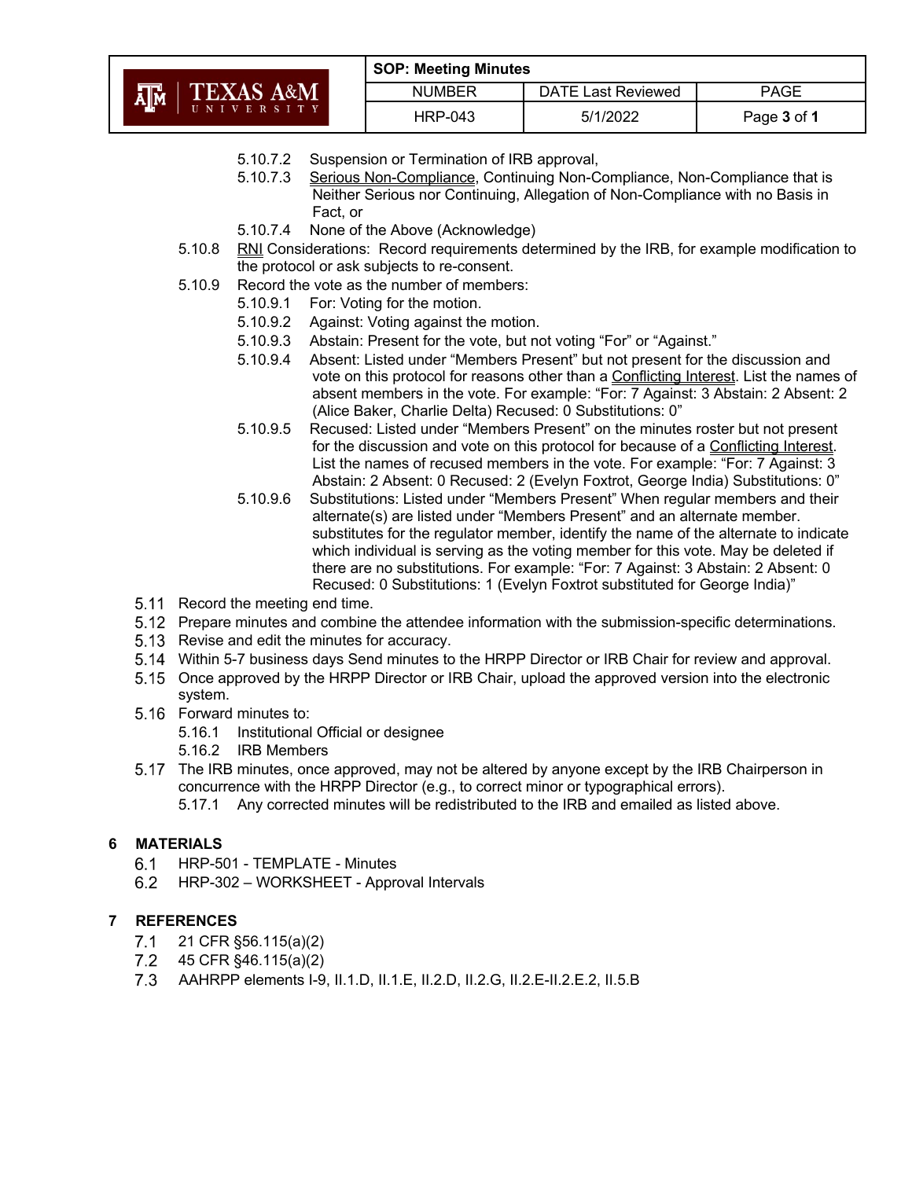5.10.7.2 Suspension or Termination of IRB approval,

5.10.7.3 Serious Non-Compliance, Continuing Non-Compliance, Non-Compliance that is Neither Serious nor Continuing, Allegation of Non-Compliance with no Basis in Fact, or

5.10.7.4 None of the Above (Acknowledge)

5.10.8 RNI Considerations: Record requirements determined by the IRB, for example modification to the protocol or ask subjects to re-consent.

5.10.9 Record the vote as the number of members:

5.10.9.1 For: Voting for the motion.

5.10.9.2 Against: Voting against the motion.

5.10.9.3 Abstain: Present for the vote, but not voting "For" or "Against."

5.10.9.4 Absent: Listed under "Members Present" but not present for the discussion and vote on this protocol for reasons other than a Conflicting Interest. List the names of absent members in the vote. For example: "For: 7 Against: 3 Abstain: 2 Absent: 2 (Alice Baker, Charlie Delta) Recused: 0 Substitutions: 0"

5.10.9.5 Recused: Listed under "Members Present" on the minutes roster but not present for the discussion and vote on this protocol because of a Conflicting Interest. List the names of recused members in the vote. For example: "For: 7 Against: 3 Abstain: 2 Absent: 0 Recused: 2 (Evelyn Foxtrot, George India) Substitutions: 0"

5.10.9.6 Substitutions: Listed under "Members Present" When regular members and their alternate(s) are listed under "Members Present" and an alternate member. substitutes for the regulator member, identify the name of the alternate to indicate which individual is serving as the voting member for this vote. May be deleted if there are no substitutions. For example: "For: 7 Against: 3 Abstain: 2 Absent: 0 Recused: 0 Substitutions: 1 (Evelyn Foxtrot substituted for George India)"

5.11 Record the meeting end time.

5.12 Prepare minutes and combine the attendee information with the submission-specific determinations.

5.13 Revise and edit the minutes for accuracy.

5.14 Within 5-7 business days Send minutes to the HRPP Director or IRB Chair for review and approval.

5.15 Once approved by the HRPP Director or IRB Chair, upload the approved version into the electronic system.

5.16 Forward minutes to:

5.16.1 Institutional Official or designee

5.16.2 IRB Members

5.17 The IRB minutes, once approved, may not be altered by anyone except by the IRB Chairperson in concurrence with the HRPP Director (e.g., to correct minor or typographical errors).

5.17.1 Any corrected minutes will be redistributed to the IRB and emailed as listed above.

## 6 MATERIALS

6.1 HRP-501 - TEMPLATE - Minutes

6.2 HRP-302 – WORKSHEET - Approval Intervals

## 7 REFERENCES

7.1 21 CFR §56.115(a)(2)

7.2 45 CFR §46.115(a)(2)

7.3 AAHRPP elements I-9, II.1.D, II.1.E, II.2.D, II.2.G, II.2.E-II.2.E.2, II.5.B